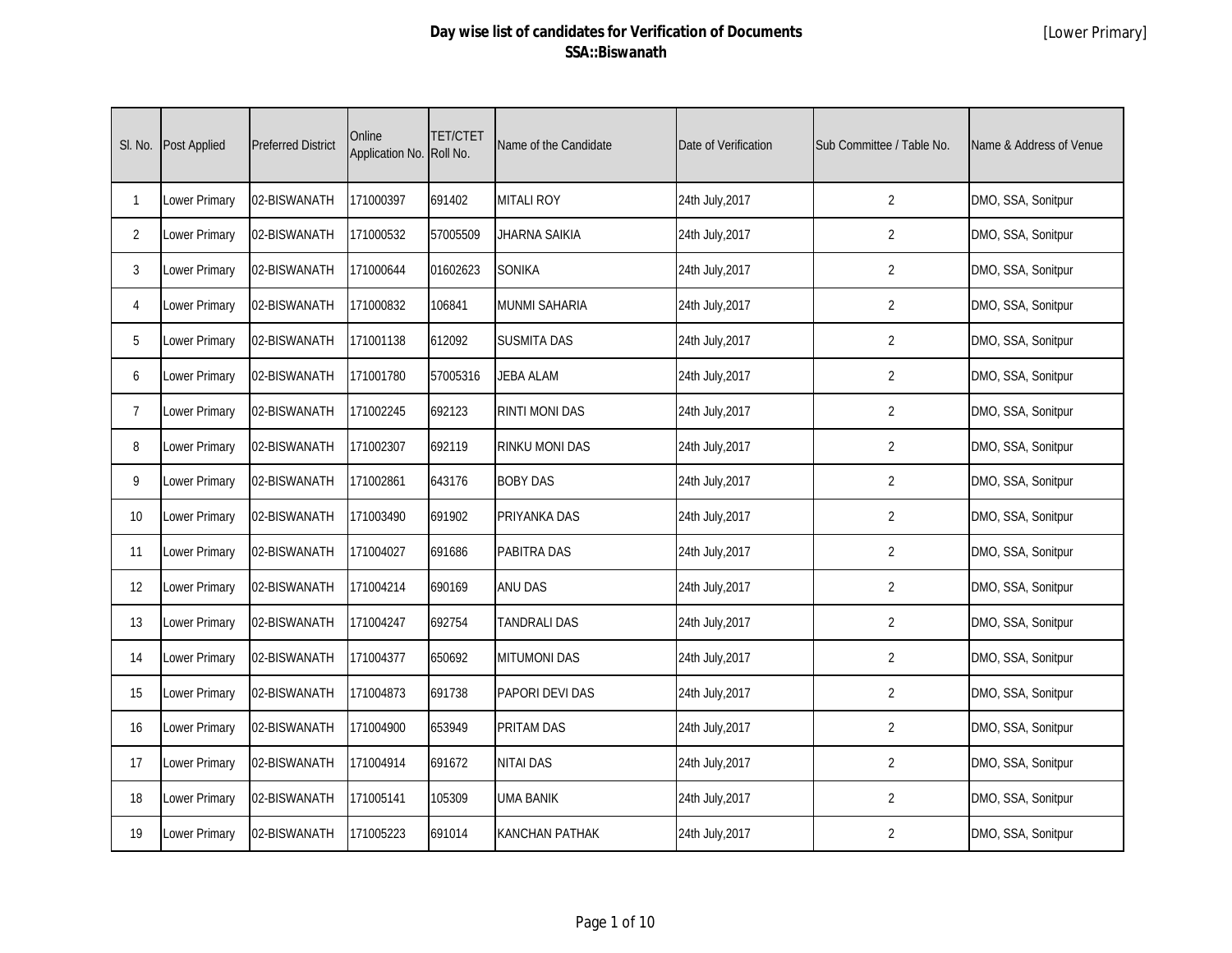# Day wise list of candidates for Verification of Documents
## SSA::Biswanath

[Lower Primary]

| Sl. No. | Post Applied | Preferred District | Online Application No. | TET/CTET Roll No. | Name of the Candidate | Date of Verification | Sub Committee / Table No. | Name & Address of Venue |
|---|---|---|---|---|---|---|---|---|
| 1 | Lower Primary | 02-BISWANATH | 171000397 | 691402 | MITALI ROY | 24th July,2017 | 2 | DMO, SSA, Sonitpur |
| 2 | Lower Primary | 02-BISWANATH | 171000532 | 57005509 | JHARNA SAIKIA | 24th July,2017 | 2 | DMO, SSA, Sonitpur |
| 3 | Lower Primary | 02-BISWANATH | 171000644 | 01602623 | SONIKA | 24th July,2017 | 2 | DMO, SSA, Sonitpur |
| 4 | Lower Primary | 02-BISWANATH | 171000832 | 106841 | MUNMI SAHARIA | 24th July,2017 | 2 | DMO, SSA, Sonitpur |
| 5 | Lower Primary | 02-BISWANATH | 171001138 | 612092 | SUSMITA DAS | 24th July,2017 | 2 | DMO, SSA, Sonitpur |
| 6 | Lower Primary | 02-BISWANATH | 171001780 | 57005316 | JEBA ALAM | 24th July,2017 | 2 | DMO, SSA, Sonitpur |
| 7 | Lower Primary | 02-BISWANATH | 171002245 | 692123 | RINTI MONI DAS | 24th July,2017 | 2 | DMO, SSA, Sonitpur |
| 8 | Lower Primary | 02-BISWANATH | 171002307 | 692119 | RINKU MONI DAS | 24th July,2017 | 2 | DMO, SSA, Sonitpur |
| 9 | Lower Primary | 02-BISWANATH | 171002861 | 643176 | BOBY DAS | 24th July,2017 | 2 | DMO, SSA, Sonitpur |
| 10 | Lower Primary | 02-BISWANATH | 171003490 | 691902 | PRIYANKA DAS | 24th July,2017 | 2 | DMO, SSA, Sonitpur |
| 11 | Lower Primary | 02-BISWANATH | 171004027 | 691686 | PABITRA DAS | 24th July,2017 | 2 | DMO, SSA, Sonitpur |
| 12 | Lower Primary | 02-BISWANATH | 171004214 | 690169 | ANU DAS | 24th July,2017 | 2 | DMO, SSA, Sonitpur |
| 13 | Lower Primary | 02-BISWANATH | 171004247 | 692754 | TANDRALI DAS | 24th July,2017 | 2 | DMO, SSA, Sonitpur |
| 14 | Lower Primary | 02-BISWANATH | 171004377 | 650692 | MITUMONI DAS | 24th July,2017 | 2 | DMO, SSA, Sonitpur |
| 15 | Lower Primary | 02-BISWANATH | 171004873 | 691738 | PAPORI DEVI DAS | 24th July,2017 | 2 | DMO, SSA, Sonitpur |
| 16 | Lower Primary | 02-BISWANATH | 171004900 | 653949 | PRITAM DAS | 24th July,2017 | 2 | DMO, SSA, Sonitpur |
| 17 | Lower Primary | 02-BISWANATH | 171004914 | 691672 | NITAI DAS | 24th July,2017 | 2 | DMO, SSA, Sonitpur |
| 18 | Lower Primary | 02-BISWANATH | 171005141 | 105309 | UMA BANIK | 24th July,2017 | 2 | DMO, SSA, Sonitpur |
| 19 | Lower Primary | 02-BISWANATH | 171005223 | 691014 | KANCHAN PATHAK | 24th July,2017 | 2 | DMO, SSA, Sonitpur |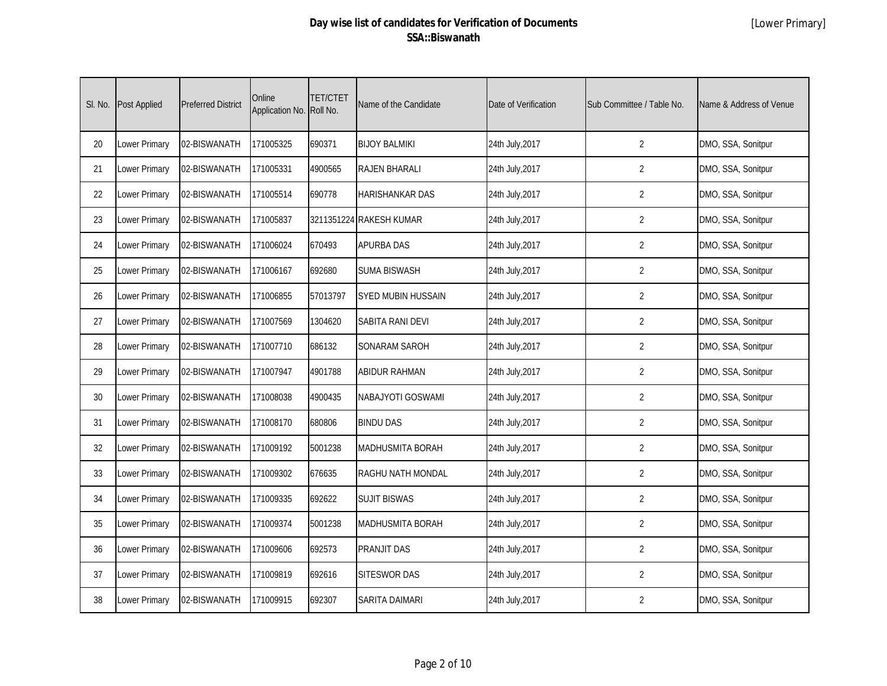# Day wise list of candidates for Verification of Documents
## SSA::Biswanath

[Lower Primary]

| Sl. No. | Post Applied | Preferred District | Online Application No. | TET/CTET Roll No. | Name of the Candidate | Date of Verification | Sub Committee / Table No. | Name & Address of Venue |
|---|---|---|---|---|---|---|---|---|
| 20 | Lower Primary | 02-BISWANATH | 171005325 | 690371 | BIJOY BALMIKI | 24th July,2017 | 2 | DMO, SSA, Sonitpur |
| 21 | Lower Primary | 02-BISWANATH | 171005331 | 4900565 | RAJEN BHARALI | 24th July,2017 | 2 | DMO, SSA, Sonitpur |
| 22 | Lower Primary | 02-BISWANATH | 171005514 | 690778 | HARISHANKAR DAS | 24th July,2017 | 2 | DMO, SSA, Sonitpur |
| 23 | Lower Primary | 02-BISWANATH | 171005837 | 3211351224 | RAKESH KUMAR | 24th July,2017 | 2 | DMO, SSA, Sonitpur |
| 24 | Lower Primary | 02-BISWANATH | 171006024 | 670493 | APURBA DAS | 24th July,2017 | 2 | DMO, SSA, Sonitpur |
| 25 | Lower Primary | 02-BISWANATH | 171006167 | 692680 | SUMA BISWASH | 24th July,2017 | 2 | DMO, SSA, Sonitpur |
| 26 | Lower Primary | 02-BISWANATH | 171006855 | 57013797 | SYED MUBIN HUSSAIN | 24th July,2017 | 2 | DMO, SSA, Sonitpur |
| 27 | Lower Primary | 02-BISWANATH | 171007569 | 1304620 | SABITA RANI DEVI | 24th July,2017 | 2 | DMO, SSA, Sonitpur |
| 28 | Lower Primary | 02-BISWANATH | 171007710 | 686132 | SONARAM SAROH | 24th July,2017 | 2 | DMO, SSA, Sonitpur |
| 29 | Lower Primary | 02-BISWANATH | 171007947 | 4901788 | ABIDUR RAHMAN | 24th July,2017 | 2 | DMO, SSA, Sonitpur |
| 30 | Lower Primary | 02-BISWANATH | 171008038 | 4900435 | NABAJYOTI GOSWAMI | 24th July,2017 | 2 | DMO, SSA, Sonitpur |
| 31 | Lower Primary | 02-BISWANATH | 171008170 | 680806 | BINDU DAS | 24th July,2017 | 2 | DMO, SSA, Sonitpur |
| 32 | Lower Primary | 02-BISWANATH | 171009192 | 5001238 | MADHUSMITA BORAH | 24th July,2017 | 2 | DMO, SSA, Sonitpur |
| 33 | Lower Primary | 02-BISWANATH | 171009302 | 676635 | RAGHU NATH MONDAL | 24th July,2017 | 2 | DMO, SSA, Sonitpur |
| 34 | Lower Primary | 02-BISWANATH | 171009335 | 692622 | SUJIT BISWAS | 24th July,2017 | 2 | DMO, SSA, Sonitpur |
| 35 | Lower Primary | 02-BISWANATH | 171009374 | 5001238 | MADHUSMITA BORAH | 24th July,2017 | 2 | DMO, SSA, Sonitpur |
| 36 | Lower Primary | 02-BISWANATH | 171009606 | 692573 | PRANJIT DAS | 24th July,2017 | 2 | DMO, SSA, Sonitpur |
| 37 | Lower Primary | 02-BISWANATH | 171009819 | 692616 | SITESWOR DAS | 24th July,2017 | 2 | DMO, SSA, Sonitpur |
| 38 | Lower Primary | 02-BISWANATH | 171009915 | 692307 | SARITA DAIMARI | 24th July,2017 | 2 | DMO, SSA, Sonitpur |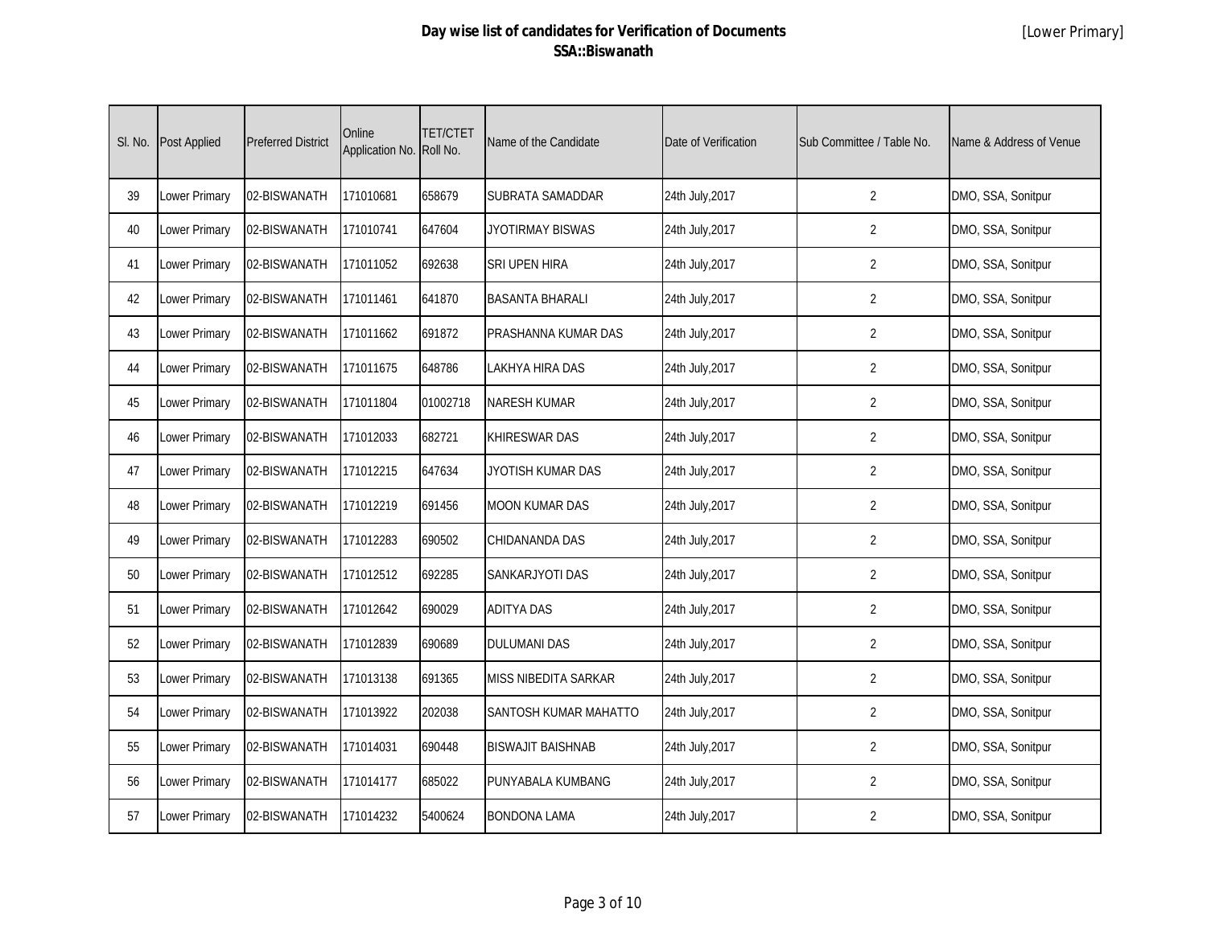# Day wise list of candidates for Verification of Documents
## SSA::Biswanath

[Lower Primary]

| Sl. No. | Post Applied | Preferred District | Online Application No. | TET/CTET Roll No. | Name of the Candidate | Date of Verification | Sub Committee / Table No. | Name & Address of Venue |
|---|---|---|---|---|---|---|---|---|
| 39 | Lower Primary | 02-BISWANATH | 171010681 | 658679 | SUBRATA SAMADDAR | 24th July,2017 | 2 | DMO, SSA, Sonitpur |
| 40 | Lower Primary | 02-BISWANATH | 171010741 | 647604 | JYOTIRMAY BISWAS | 24th July,2017 | 2 | DMO, SSA, Sonitpur |
| 41 | Lower Primary | 02-BISWANATH | 171011052 | 692638 | SRI UPEN HIRA | 24th July,2017 | 2 | DMO, SSA, Sonitpur |
| 42 | Lower Primary | 02-BISWANATH | 171011461 | 641870 | BASANTA BHARALI | 24th July,2017 | 2 | DMO, SSA, Sonitpur |
| 43 | Lower Primary | 02-BISWANATH | 171011662 | 691872 | PRASHANNA KUMAR DAS | 24th July,2017 | 2 | DMO, SSA, Sonitpur |
| 44 | Lower Primary | 02-BISWANATH | 171011675 | 648786 | LAKHYA HIRA DAS | 24th July,2017 | 2 | DMO, SSA, Sonitpur |
| 45 | Lower Primary | 02-BISWANATH | 171011804 | 01002718 | NARESH KUMAR | 24th July,2017 | 2 | DMO, SSA, Sonitpur |
| 46 | Lower Primary | 02-BISWANATH | 171012033 | 682721 | KHIRESWAR DAS | 24th July,2017 | 2 | DMO, SSA, Sonitpur |
| 47 | Lower Primary | 02-BISWANATH | 171012215 | 647634 | JYOTISH KUMAR DAS | 24th July,2017 | 2 | DMO, SSA, Sonitpur |
| 48 | Lower Primary | 02-BISWANATH | 171012219 | 691456 | MOON KUMAR DAS | 24th July,2017 | 2 | DMO, SSA, Sonitpur |
| 49 | Lower Primary | 02-BISWANATH | 171012283 | 690502 | CHIDANANDA DAS | 24th July,2017 | 2 | DMO, SSA, Sonitpur |
| 50 | Lower Primary | 02-BISWANATH | 171012512 | 692285 | SANKARJYOTI DAS | 24th July,2017 | 2 | DMO, SSA, Sonitpur |
| 51 | Lower Primary | 02-BISWANATH | 171012642 | 690029 | ADITYA DAS | 24th July,2017 | 2 | DMO, SSA, Sonitpur |
| 52 | Lower Primary | 02-BISWANATH | 171012839 | 690689 | DULUMANI DAS | 24th July,2017 | 2 | DMO, SSA, Sonitpur |
| 53 | Lower Primary | 02-BISWANATH | 171013138 | 691365 | MISS NIBEDITA SARKAR | 24th July,2017 | 2 | DMO, SSA, Sonitpur |
| 54 | Lower Primary | 02-BISWANATH | 171013922 | 202038 | SANTOSH KUMAR MAHATTO | 24th July,2017 | 2 | DMO, SSA, Sonitpur |
| 55 | Lower Primary | 02-BISWANATH | 171014031 | 690448 | BISWAJIT BAISHNAB | 24th July,2017 | 2 | DMO, SSA, Sonitpur |
| 56 | Lower Primary | 02-BISWANATH | 171014177 | 685022 | PUNYABALA KUMBANG | 24th July,2017 | 2 | DMO, SSA, Sonitpur |
| 57 | Lower Primary | 02-BISWANATH | 171014232 | 5400624 | BONDONA LAMA | 24th July,2017 | 2 | DMO, SSA, Sonitpur |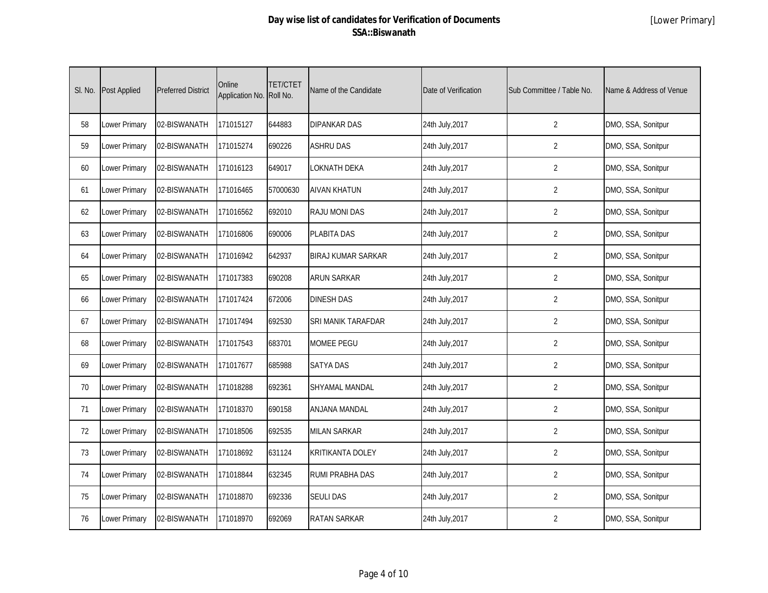# Day wise list of candidates for Verification of Documents

## SSA::Biswanath

[Lower Primary]

| Sl. No. | Post Applied | Preferred District | Online Application No. | TET/CTET Roll No. | Name of the Candidate | Date of Verification | Sub Committee / Table No. | Name & Address of Venue |
|---|---|---|---|---|---|---|---|---|
| 58 | Lower Primary | 02-BISWANATH | 171015127 | 644883 | DIPANKAR DAS | 24th July,2017 | 2 | DMO, SSA, Sonitpur |
| 59 | Lower Primary | 02-BISWANATH | 171015274 | 690226 | ASHRU DAS | 24th July,2017 | 2 | DMO, SSA, Sonitpur |
| 60 | Lower Primary | 02-BISWANATH | 171016123 | 649017 | LOKNATH DEKA | 24th July,2017 | 2 | DMO, SSA, Sonitpur |
| 61 | Lower Primary | 02-BISWANATH | 171016465 | 57000630 | AIVAN KHATUN | 24th July,2017 | 2 | DMO, SSA, Sonitpur |
| 62 | Lower Primary | 02-BISWANATH | 171016562 | 692010 | RAJU MONI DAS | 24th July,2017 | 2 | DMO, SSA, Sonitpur |
| 63 | Lower Primary | 02-BISWANATH | 171016806 | 690006 | PLABITA DAS | 24th July,2017 | 2 | DMO, SSA, Sonitpur |
| 64 | Lower Primary | 02-BISWANATH | 171016942 | 642937 | BIRAJ KUMAR SARKAR | 24th July,2017 | 2 | DMO, SSA, Sonitpur |
| 65 | Lower Primary | 02-BISWANATH | 171017383 | 690208 | ARUN SARKAR | 24th July,2017 | 2 | DMO, SSA, Sonitpur |
| 66 | Lower Primary | 02-BISWANATH | 171017424 | 672006 | DINESH DAS | 24th July,2017 | 2 | DMO, SSA, Sonitpur |
| 67 | Lower Primary | 02-BISWANATH | 171017494 | 692530 | SRI MANIK TARAFDAR | 24th July,2017 | 2 | DMO, SSA, Sonitpur |
| 68 | Lower Primary | 02-BISWANATH | 171017543 | 683701 | MOMEE PEGU | 24th July,2017 | 2 | DMO, SSA, Sonitpur |
| 69 | Lower Primary | 02-BISWANATH | 171017677 | 685988 | SATYA DAS | 24th July,2017 | 2 | DMO, SSA, Sonitpur |
| 70 | Lower Primary | 02-BISWANATH | 171018288 | 692361 | SHYAMAL MANDAL | 24th July,2017 | 2 | DMO, SSA, Sonitpur |
| 71 | Lower Primary | 02-BISWANATH | 171018370 | 690158 | ANJANA MANDAL | 24th July,2017 | 2 | DMO, SSA, Sonitpur |
| 72 | Lower Primary | 02-BISWANATH | 171018506 | 692535 | MILAN SARKAR | 24th July,2017 | 2 | DMO, SSA, Sonitpur |
| 73 | Lower Primary | 02-BISWANATH | 171018692 | 631124 | KRITIKANTA DOLEY | 24th July,2017 | 2 | DMO, SSA, Sonitpur |
| 74 | Lower Primary | 02-BISWANATH | 171018844 | 632345 | RUMI PRABHA DAS | 24th July,2017 | 2 | DMO, SSA, Sonitpur |
| 75 | Lower Primary | 02-BISWANATH | 171018870 | 692336 | SEULI DAS | 24th July,2017 | 2 | DMO, SSA, Sonitpur |
| 76 | Lower Primary | 02-BISWANATH | 171018970 | 692069 | RATAN SARKAR | 24th July,2017 | 2 | DMO, SSA, Sonitpur |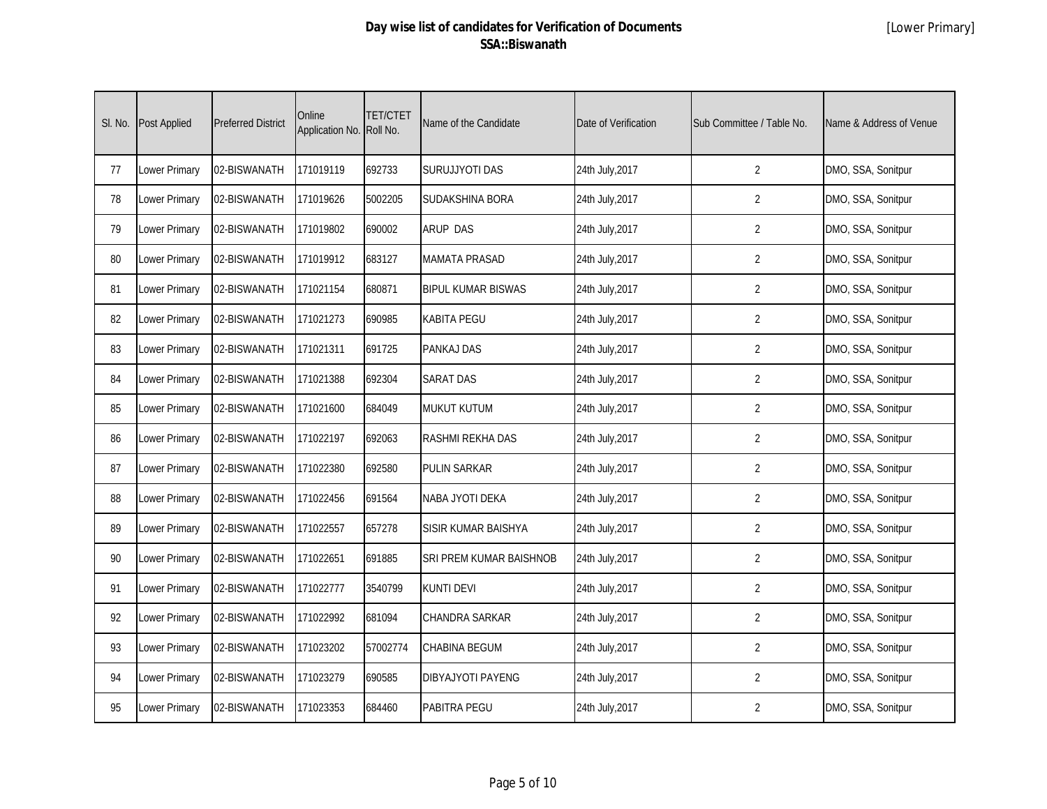# Day wise list of candidates for Verification of Documents
## SSA::Biswanath

[Lower Primary]

| Sl. No. | Post Applied | Preferred District | Online Application No. | TET/CTET Roll No. | Name of the Candidate | Date of Verification | Sub Committee / Table No. | Name & Address of Venue |
|---|---|---|---|---|---|---|---|---|
| 77 | Lower Primary | 02-BISWANATH | 171019119 | 692733 | SURUJJYOTI DAS | 24th July,2017 | 2 | DMO, SSA, Sonitpur |
| 78 | Lower Primary | 02-BISWANATH | 171019626 | 5002205 | SUDAKSHINA BORA | 24th July,2017 | 2 | DMO, SSA, Sonitpur |
| 79 | Lower Primary | 02-BISWANATH | 171019802 | 690002 | ARUP DAS | 24th July,2017 | 2 | DMO, SSA, Sonitpur |
| 80 | Lower Primary | 02-BISWANATH | 171019912 | 683127 | MAMATA PRASAD | 24th July,2017 | 2 | DMO, SSA, Sonitpur |
| 81 | Lower Primary | 02-BISWANATH | 171021154 | 680871 | BIPUL KUMAR BISWAS | 24th July,2017 | 2 | DMO, SSA, Sonitpur |
| 82 | Lower Primary | 02-BISWANATH | 171021273 | 690985 | KABITA PEGU | 24th July,2017 | 2 | DMO, SSA, Sonitpur |
| 83 | Lower Primary | 02-BISWANATH | 171021311 | 691725 | PANKAJ DAS | 24th July,2017 | 2 | DMO, SSA, Sonitpur |
| 84 | Lower Primary | 02-BISWANATH | 171021388 | 692304 | SARAT DAS | 24th July,2017 | 2 | DMO, SSA, Sonitpur |
| 85 | Lower Primary | 02-BISWANATH | 171021600 | 684049 | MUKUT KUTUM | 24th July,2017 | 2 | DMO, SSA, Sonitpur |
| 86 | Lower Primary | 02-BISWANATH | 171022197 | 692063 | RASHMI REKHA DAS | 24th July,2017 | 2 | DMO, SSA, Sonitpur |
| 87 | Lower Primary | 02-BISWANATH | 171022380 | 692580 | PULIN SARKAR | 24th July,2017 | 2 | DMO, SSA, Sonitpur |
| 88 | Lower Primary | 02-BISWANATH | 171022456 | 691564 | NABA JYOTI DEKA | 24th July,2017 | 2 | DMO, SSA, Sonitpur |
| 89 | Lower Primary | 02-BISWANATH | 171022557 | 657278 | SISIR KUMAR BAISHYA | 24th July,2017 | 2 | DMO, SSA, Sonitpur |
| 90 | Lower Primary | 02-BISWANATH | 171022651 | 691885 | SRI PREM KUMAR BAISHNOB | 24th July,2017 | 2 | DMO, SSA, Sonitpur |
| 91 | Lower Primary | 02-BISWANATH | 171022777 | 3540799 | KUNTI DEVI | 24th July,2017 | 2 | DMO, SSA, Sonitpur |
| 92 | Lower Primary | 02-BISWANATH | 171022992 | 681094 | CHANDRA SARKAR | 24th July,2017 | 2 | DMO, SSA, Sonitpur |
| 93 | Lower Primary | 02-BISWANATH | 171023202 | 57002774 | CHABINA BEGUM | 24th July,2017 | 2 | DMO, SSA, Sonitpur |
| 94 | Lower Primary | 02-BISWANATH | 171023279 | 690585 | DIBYAJYOTI PAYENG | 24th July,2017 | 2 | DMO, SSA, Sonitpur |
| 95 | Lower Primary | 02-BISWANATH | 171023353 | 684460 | PABITRA PEGU | 24th July,2017 | 2 | DMO, SSA, Sonitpur |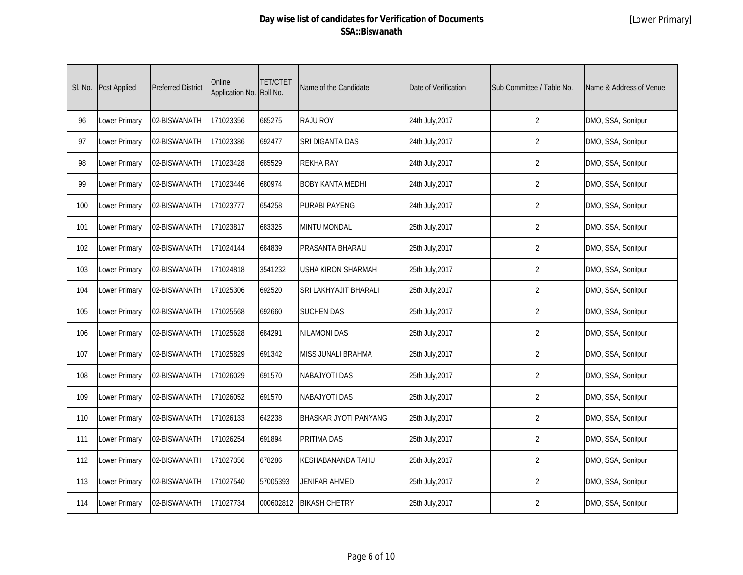# Day wise list of candidates for Verification of Documents
## SSA::Biswanath

[Lower Primary]

| Sl. No. | Post Applied | Preferred District | Online Application No. | TET/CTET Roll No. | Name of the Candidate | Date of Verification | Sub Committee / Table No. | Name & Address of Venue |
|---|---|---|---|---|---|---|---|---|
| 96 | Lower Primary | 02-BISWANATH | 171023356 | 685275 | RAJU ROY | 24th July,2017 | 2 | DMO, SSA, Sonitpur |
| 97 | Lower Primary | 02-BISWANATH | 171023386 | 692477 | SRI DIGANTA DAS | 24th July,2017 | 2 | DMO, SSA, Sonitpur |
| 98 | Lower Primary | 02-BISWANATH | 171023428 | 685529 | REKHA RAY | 24th July,2017 | 2 | DMO, SSA, Sonitpur |
| 99 | Lower Primary | 02-BISWANATH | 171023446 | 680974 | BOBY KANTA MEDHI | 24th July,2017 | 2 | DMO, SSA, Sonitpur |
| 100 | Lower Primary | 02-BISWANATH | 171023777 | 654258 | PURABI PAYENG | 24th July,2017 | 2 | DMO, SSA, Sonitpur |
| 101 | Lower Primary | 02-BISWANATH | 171023817 | 683325 | MINTU MONDAL | 25th July,2017 | 2 | DMO, SSA, Sonitpur |
| 102 | Lower Primary | 02-BISWANATH | 171024144 | 684839 | PRASANTA BHARALI | 25th July,2017 | 2 | DMO, SSA, Sonitpur |
| 103 | Lower Primary | 02-BISWANATH | 171024818 | 3541232 | USHA KIRON SHARMAH | 25th July,2017 | 2 | DMO, SSA, Sonitpur |
| 104 | Lower Primary | 02-BISWANATH | 171025306 | 692520 | SRI LAKHYAJIT BHARALI | 25th July,2017 | 2 | DMO, SSA, Sonitpur |
| 105 | Lower Primary | 02-BISWANATH | 171025568 | 692660 | SUCHEN DAS | 25th July,2017 | 2 | DMO, SSA, Sonitpur |
| 106 | Lower Primary | 02-BISWANATH | 171025628 | 684291 | NILAMONI DAS | 25th July,2017 | 2 | DMO, SSA, Sonitpur |
| 107 | Lower Primary | 02-BISWANATH | 171025829 | 691342 | MISS JUNALI BRAHMA | 25th July,2017 | 2 | DMO, SSA, Sonitpur |
| 108 | Lower Primary | 02-BISWANATH | 171026029 | 691570 | NABAJYOTI DAS | 25th July,2017 | 2 | DMO, SSA, Sonitpur |
| 109 | Lower Primary | 02-BISWANATH | 171026052 | 691570 | NABAJYOTI DAS | 25th July,2017 | 2 | DMO, SSA, Sonitpur |
| 110 | Lower Primary | 02-BISWANATH | 171026133 | 642238 | BHASKAR JYOTI PANYANG | 25th July,2017 | 2 | DMO, SSA, Sonitpur |
| 111 | Lower Primary | 02-BISWANATH | 171026254 | 691894 | PRITIMA DAS | 25th July,2017 | 2 | DMO, SSA, Sonitpur |
| 112 | Lower Primary | 02-BISWANATH | 171027356 | 678286 | KESHABANANDA TAHU | 25th July,2017 | 2 | DMO, SSA, Sonitpur |
| 113 | Lower Primary | 02-BISWANATH | 171027540 | 57005393 | JENIFAR AHMED | 25th July,2017 | 2 | DMO, SSA, Sonitpur |
| 114 | Lower Primary | 02-BISWANATH | 171027734 | 000602812 | BIKASH CHETRY | 25th July,2017 | 2 | DMO, SSA, Sonitpur |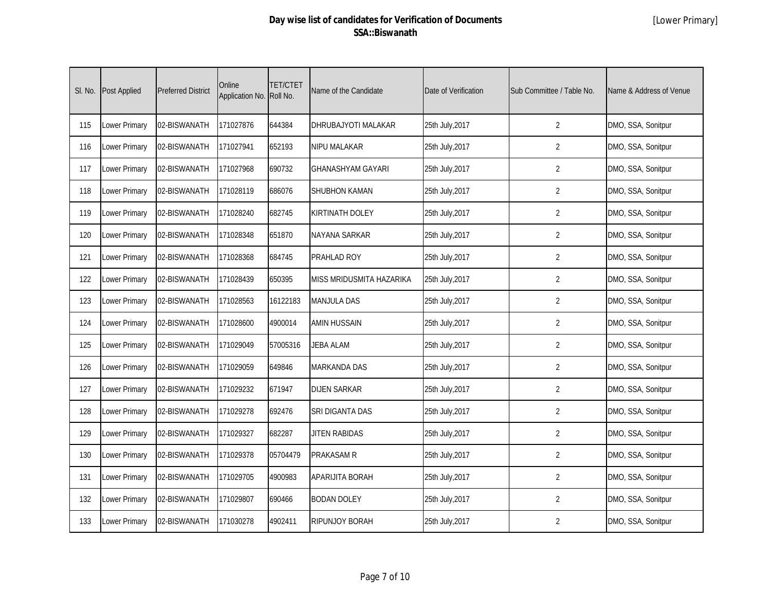# Day wise list of candidates for Verification of Documents
## SSA::Biswanath

[Lower Primary]

| Sl. No. | Post Applied | Preferred District | Online Application No. | TET/CTET Roll No. | Name of the Candidate | Date of Verification | Sub Committee / Table No. | Name & Address of Venue |
|---|---|---|---|---|---|---|---|---|
| 115 | Lower Primary | 02-BISWANATH | 171027876 | 644384 | DHRUBAJYOTI MALAKAR | 25th July,2017 | 2 | DMO, SSA, Sonitpur |
| 116 | Lower Primary | 02-BISWANATH | 171027941 | 652193 | NIPU MALAKAR | 25th July,2017 | 2 | DMO, SSA, Sonitpur |
| 117 | Lower Primary | 02-BISWANATH | 171027968 | 690732 | GHANASHYAM GAYARI | 25th July,2017 | 2 | DMO, SSA, Sonitpur |
| 118 | Lower Primary | 02-BISWANATH | 171028119 | 686076 | SHUBHON KAMAN | 25th July,2017 | 2 | DMO, SSA, Sonitpur |
| 119 | Lower Primary | 02-BISWANATH | 171028240 | 682745 | KIRTINATH DOLEY | 25th July,2017 | 2 | DMO, SSA, Sonitpur |
| 120 | Lower Primary | 02-BISWANATH | 171028348 | 651870 | NAYANA SARKAR | 25th July,2017 | 2 | DMO, SSA, Sonitpur |
| 121 | Lower Primary | 02-BISWANATH | 171028368 | 684745 | PRAHLAD ROY | 25th July,2017 | 2 | DMO, SSA, Sonitpur |
| 122 | Lower Primary | 02-BISWANATH | 171028439 | 650395 | MISS MRIDUSMITA HAZARIKA | 25th July,2017 | 2 | DMO, SSA, Sonitpur |
| 123 | Lower Primary | 02-BISWANATH | 171028563 | 16122183 | MANJULA DAS | 25th July,2017 | 2 | DMO, SSA, Sonitpur |
| 124 | Lower Primary | 02-BISWANATH | 171028600 | 4900014 | AMIN HUSSAIN | 25th July,2017 | 2 | DMO, SSA, Sonitpur |
| 125 | Lower Primary | 02-BISWANATH | 171029049 | 57005316 | JEBA ALAM | 25th July,2017 | 2 | DMO, SSA, Sonitpur |
| 126 | Lower Primary | 02-BISWANATH | 171029059 | 649846 | MARKANDA DAS | 25th July,2017 | 2 | DMO, SSA, Sonitpur |
| 127 | Lower Primary | 02-BISWANATH | 171029232 | 671947 | DIJEN SARKAR | 25th July,2017 | 2 | DMO, SSA, Sonitpur |
| 128 | Lower Primary | 02-BISWANATH | 171029278 | 692476 | SRI DIGANTA DAS | 25th July,2017 | 2 | DMO, SSA, Sonitpur |
| 129 | Lower Primary | 02-BISWANATH | 171029327 | 682287 | JITEN RABIDAS | 25th July,2017 | 2 | DMO, SSA, Sonitpur |
| 130 | Lower Primary | 02-BISWANATH | 171029378 | 05704479 | PRAKASAM R | 25th July,2017 | 2 | DMO, SSA, Sonitpur |
| 131 | Lower Primary | 02-BISWANATH | 171029705 | 4900983 | APARIJITA BORAH | 25th July,2017 | 2 | DMO, SSA, Sonitpur |
| 132 | Lower Primary | 02-BISWANATH | 171029807 | 690466 | BODAN DOLEY | 25th July,2017 | 2 | DMO, SSA, Sonitpur |
| 133 | Lower Primary | 02-BISWANATH | 171030278 | 4902411 | RIPUNJOY BORAH | 25th July,2017 | 2 | DMO, SSA, Sonitpur |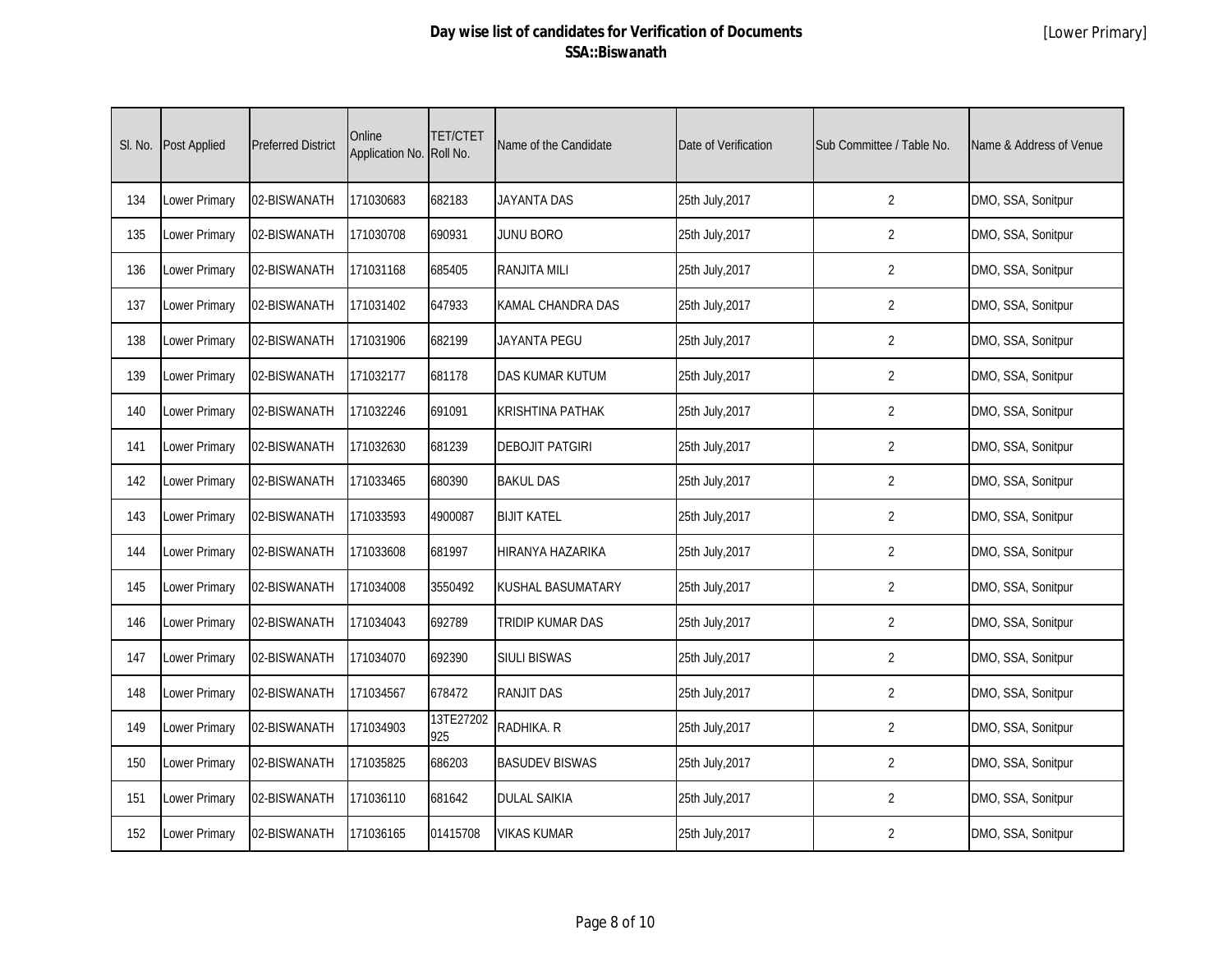# Day wise list of candidates for Verification of Documents
## SSA::Biswanath

[Lower Primary]

| Sl. No. | Post Applied | Preferred District | Online Application No. | TET/CTET Roll No. | Name of the Candidate | Date of Verification | Sub Committee / Table No. | Name & Address of Venue |
|---|---|---|---|---|---|---|---|---|
| 134 | Lower Primary | 02-BISWANATH | 171030683 | 682183 | JAYANTA DAS | 25th July,2017 | 2 | DMO, SSA, Sonitpur |
| 135 | Lower Primary | 02-BISWANATH | 171030708 | 690931 | JUNU BORO | 25th July,2017 | 2 | DMO, SSA, Sonitpur |
| 136 | Lower Primary | 02-BISWANATH | 171031168 | 685405 | RANJITA MILI | 25th July,2017 | 2 | DMO, SSA, Sonitpur |
| 137 | Lower Primary | 02-BISWANATH | 171031402 | 647933 | KAMAL CHANDRA DAS | 25th July,2017 | 2 | DMO, SSA, Sonitpur |
| 138 | Lower Primary | 02-BISWANATH | 171031906 | 682199 | JAYANTA PEGU | 25th July,2017 | 2 | DMO, SSA, Sonitpur |
| 139 | Lower Primary | 02-BISWANATH | 171032177 | 681178 | DAS KUMAR KUTUM | 25th July,2017 | 2 | DMO, SSA, Sonitpur |
| 140 | Lower Primary | 02-BISWANATH | 171032246 | 691091 | KRISHTINA PATHAK | 25th July,2017 | 2 | DMO, SSA, Sonitpur |
| 141 | Lower Primary | 02-BISWANATH | 171032630 | 681239 | DEBOJIT PATGIRI | 25th July,2017 | 2 | DMO, SSA, Sonitpur |
| 142 | Lower Primary | 02-BISWANATH | 171033465 | 680390 | BAKUL DAS | 25th July,2017 | 2 | DMO, SSA, Sonitpur |
| 143 | Lower Primary | 02-BISWANATH | 171033593 | 4900087 | BIJIT KATEL | 25th July,2017 | 2 | DMO, SSA, Sonitpur |
| 144 | Lower Primary | 02-BISWANATH | 171033608 | 681997 | HIRANYA HAZARIKA | 25th July,2017 | 2 | DMO, SSA, Sonitpur |
| 145 | Lower Primary | 02-BISWANATH | 171034008 | 3550492 | KUSHAL BASUMATARY | 25th July,2017 | 2 | DMO, SSA, Sonitpur |
| 146 | Lower Primary | 02-BISWANATH | 171034043 | 692789 | TRIDIP KUMAR DAS | 25th July,2017 | 2 | DMO, SSA, Sonitpur |
| 147 | Lower Primary | 02-BISWANATH | 171034070 | 692390 | SIULI BISWAS | 25th July,2017 | 2 | DMO, SSA, Sonitpur |
| 148 | Lower Primary | 02-BISWANATH | 171034567 | 678472 | RANJIT DAS | 25th July,2017 | 2 | DMO, SSA, Sonitpur |
| 149 | Lower Primary | 02-BISWANATH | 171034903 | 13TE27202925 | RADHIKA. R | 25th July,2017 | 2 | DMO, SSA, Sonitpur |
| 150 | Lower Primary | 02-BISWANATH | 171035825 | 686203 | BASUDEV BISWAS | 25th July,2017 | 2 | DMO, SSA, Sonitpur |
| 151 | Lower Primary | 02-BISWANATH | 171036110 | 681642 | DULAL SAIKIA | 25th July,2017 | 2 | DMO, SSA, Sonitpur |
| 152 | Lower Primary | 02-BISWANATH | 171036165 | 01415708 | VIKAS KUMAR | 25th July,2017 | 2 | DMO, SSA, Sonitpur |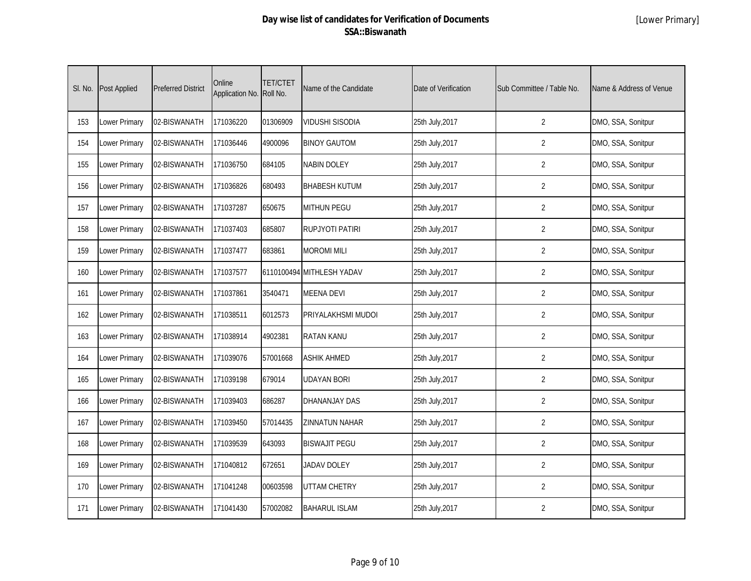# Day wise list of candidates for Verification of Documents
## SSA::Biswanath

[Lower Primary]

| Sl. No. | Post Applied | Preferred District | Online Application No. | TET/CTET Roll No. | Name of the Candidate | Date of Verification | Sub Committee / Table No. | Name & Address of Venue |
|---|---|---|---|---|---|---|---|---|
| 153 | Lower Primary | 02-BISWANATH | 171036220 | 01306909 | VIDUSHI SISODIA | 25th July,2017 | 2 | DMO, SSA, Sonitpur |
| 154 | Lower Primary | 02-BISWANATH | 171036446 | 4900096 | BINOY GAUTOM | 25th July,2017 | 2 | DMO, SSA, Sonitpur |
| 155 | Lower Primary | 02-BISWANATH | 171036750 | 684105 | NABIN DOLEY | 25th July,2017 | 2 | DMO, SSA, Sonitpur |
| 156 | Lower Primary | 02-BISWANATH | 171036826 | 680493 | BHABESH KUTUM | 25th July,2017 | 2 | DMO, SSA, Sonitpur |
| 157 | Lower Primary | 02-BISWANATH | 171037287 | 650675 | MITHUN PEGU | 25th July,2017 | 2 | DMO, SSA, Sonitpur |
| 158 | Lower Primary | 02-BISWANATH | 171037403 | 685807 | RUPJYOTI PATIRI | 25th July,2017 | 2 | DMO, SSA, Sonitpur |
| 159 | Lower Primary | 02-BISWANATH | 171037477 | 683861 | MOROMI MILI | 25th July,2017 | 2 | DMO, SSA, Sonitpur |
| 160 | Lower Primary | 02-BISWANATH | 171037577 | 6110100494 | MITHLESH YADAV | 25th July,2017 | 2 | DMO, SSA, Sonitpur |
| 161 | Lower Primary | 02-BISWANATH | 171037861 | 3540471 | MEENA DEVI | 25th July,2017 | 2 | DMO, SSA, Sonitpur |
| 162 | Lower Primary | 02-BISWANATH | 171038511 | 6012573 | PRIYALAKHSMI MUDOI | 25th July,2017 | 2 | DMO, SSA, Sonitpur |
| 163 | Lower Primary | 02-BISWANATH | 171038914 | 4902381 | RATAN KANU | 25th July,2017 | 2 | DMO, SSA, Sonitpur |
| 164 | Lower Primary | 02-BISWANATH | 171039076 | 57001668 | ASHIK AHMED | 25th July,2017 | 2 | DMO, SSA, Sonitpur |
| 165 | Lower Primary | 02-BISWANATH | 171039198 | 679014 | UDAYAN BORI | 25th July,2017 | 2 | DMO, SSA, Sonitpur |
| 166 | Lower Primary | 02-BISWANATH | 171039403 | 686287 | DHANANJAY DAS | 25th July,2017 | 2 | DMO, SSA, Sonitpur |
| 167 | Lower Primary | 02-BISWANATH | 171039450 | 57014435 | ZINNATUN NAHAR | 25th July,2017 | 2 | DMO, SSA, Sonitpur |
| 168 | Lower Primary | 02-BISWANATH | 171039539 | 643093 | BISWAJIT PEGU | 25th July,2017 | 2 | DMO, SSA, Sonitpur |
| 169 | Lower Primary | 02-BISWANATH | 171040812 | 672651 | JADAV DOLEY | 25th July,2017 | 2 | DMO, SSA, Sonitpur |
| 170 | Lower Primary | 02-BISWANATH | 171041248 | 00603598 | UTTAM CHETRY | 25th July,2017 | 2 | DMO, SSA, Sonitpur |
| 171 | Lower Primary | 02-BISWANATH | 171041430 | 57002082 | BAHARUL ISLAM | 25th July,2017 | 2 | DMO, SSA, Sonitpur |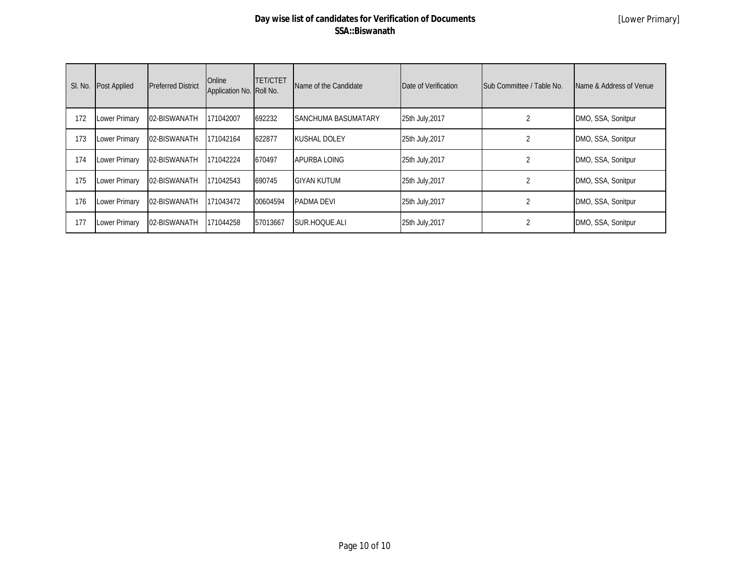**Day wise list of candidates for Verification of Documents**
**SSA::Biswanath**

[Lower Primary]

| Sl. No. | Post Applied | Preferred District | Online Application No. | TET/CTET Roll No. | Name of the Candidate | Date of Verification | Sub Committee / Table No. | Name & Address of Venue |
|---|---|---|---|---|---|---|---|---|
| 172 | Lower Primary | 02-BISWANATH | 171042007 | 692232 | SANCHUMA BASUMATARY | 25th July,2017 | 2 | DMO, SSA, Sonitpur |
| 173 | Lower Primary | 02-BISWANATH | 171042164 | 622877 | KUSHAL DOLEY | 25th July,2017 | 2 | DMO, SSA, Sonitpur |
| 174 | Lower Primary | 02-BISWANATH | 171042224 | 670497 | APURBA LOING | 25th July,2017 | 2 | DMO, SSA, Sonitpur |
| 175 | Lower Primary | 02-BISWANATH | 171042543 | 690745 | GIYAN KUTUM | 25th July,2017 | 2 | DMO, SSA, Sonitpur |
| 176 | Lower Primary | 02-BISWANATH | 171043472 | 00604594 | PADMA DEVI | 25th July,2017 | 2 | DMO, SSA, Sonitpur |
| 177 | Lower Primary | 02-BISWANATH | 171044258 | 57013667 | SUR.HOQUE.ALI | 25th July,2017 | 2 | DMO, SSA, Sonitpur |